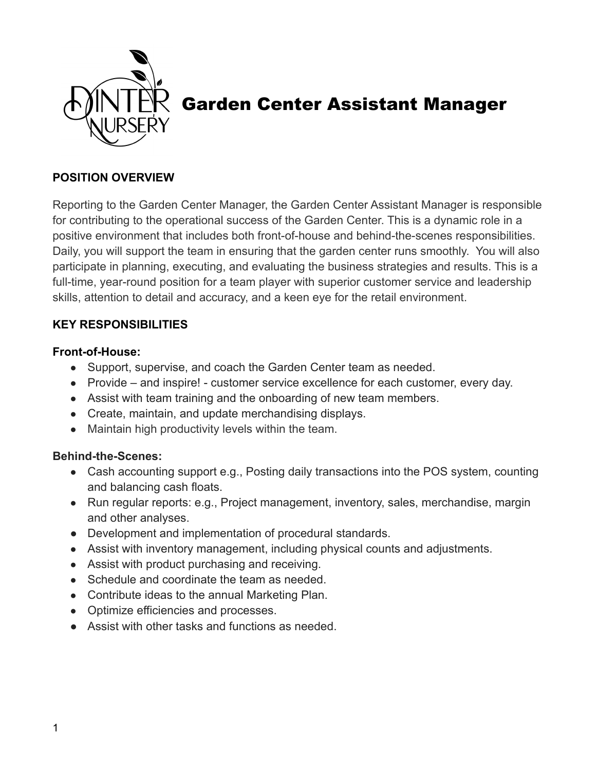# Garden Center Assistant Manager

**POSITION OVERVIEW**

Reporting to the Garden Center Manager, the Garden Center Assistant Manager is responsible for contributing to the operational success of the Garden Center. This is a dynamic role in a positive environment that includes both front-of-house and behind-the-scenes responsibilities. Daily, you will support the team in ensuring that the garden center runs smoothly. You will also participate in planning, executing, and evaluating the business strategies and results. This is a full-time, year-round position for a team player with superior customer service and leadership skills, attention to detail and accuracy, and a keen eye for the retail environment.

**KEY RESPONSIBILITIES**

**Front-of-House:**

- Support, supervise, and coach the Garden Center team as needed.
- Provide – and inspire! - customer service excellence for each customer, every day.
- Assist with team training and the onboarding of new team members.
- Create, maintain, and update merchandising displays.
- Maintain high productivity levels within the team.

**Behind-the-Scenes:**

- Cash accounting support e.g., Posting daily transactions into the POS system, counting and balancing cash floats.
- Run regular reports: e.g., Project management, inventory, sales, merchandise, margin and other analyses.
- Development and implementation of procedural standards.
- Assist with inventory management, including physical counts and adjustments.
- Assist with product purchasing and receiving.
- Schedule and coordinate the team as needed.
- Contribute ideas to the annual Marketing Plan.
- Optimize efficiencies and processes.
- Assist with other tasks and functions as needed.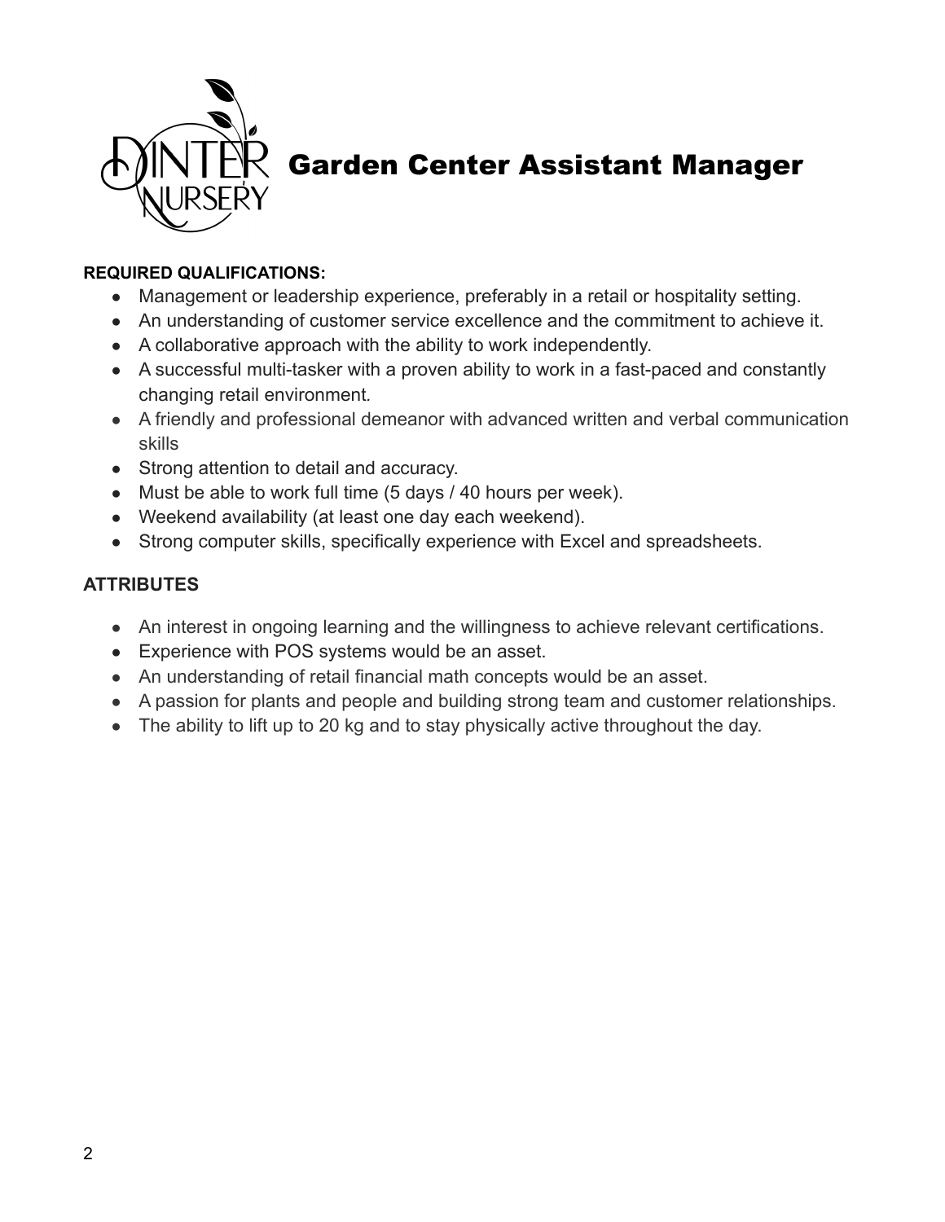# Garden Center Assistant Manager

**REQUIRED QUALIFICATIONS:**

- Management or leadership experience, preferably in a retail or hospitality setting.
- An understanding of customer service excellence and the commitment to achieve it.
- A collaborative approach with the ability to work independently.
- A successful multi-tasker with a proven ability to work in a fast-paced and constantly changing retail environment.
- A friendly and professional demeanor with advanced written and verbal communication skills
- Strong attention to detail and accuracy.
- Must be able to work full time (5 days / 40 hours per week).
- Weekend availability (at least one day each weekend).
- Strong computer skills, specifically experience with Excel and spreadsheets.

**ATTRIBUTES**

- An interest in ongoing learning and the willingness to achieve relevant certifications.
- Experience with POS systems would be an asset.
- An understanding of retail financial math concepts would be an asset.
- A passion for plants and people and building strong team and customer relationships.
- The ability to lift up to 20 kg and to stay physically active throughout the day.